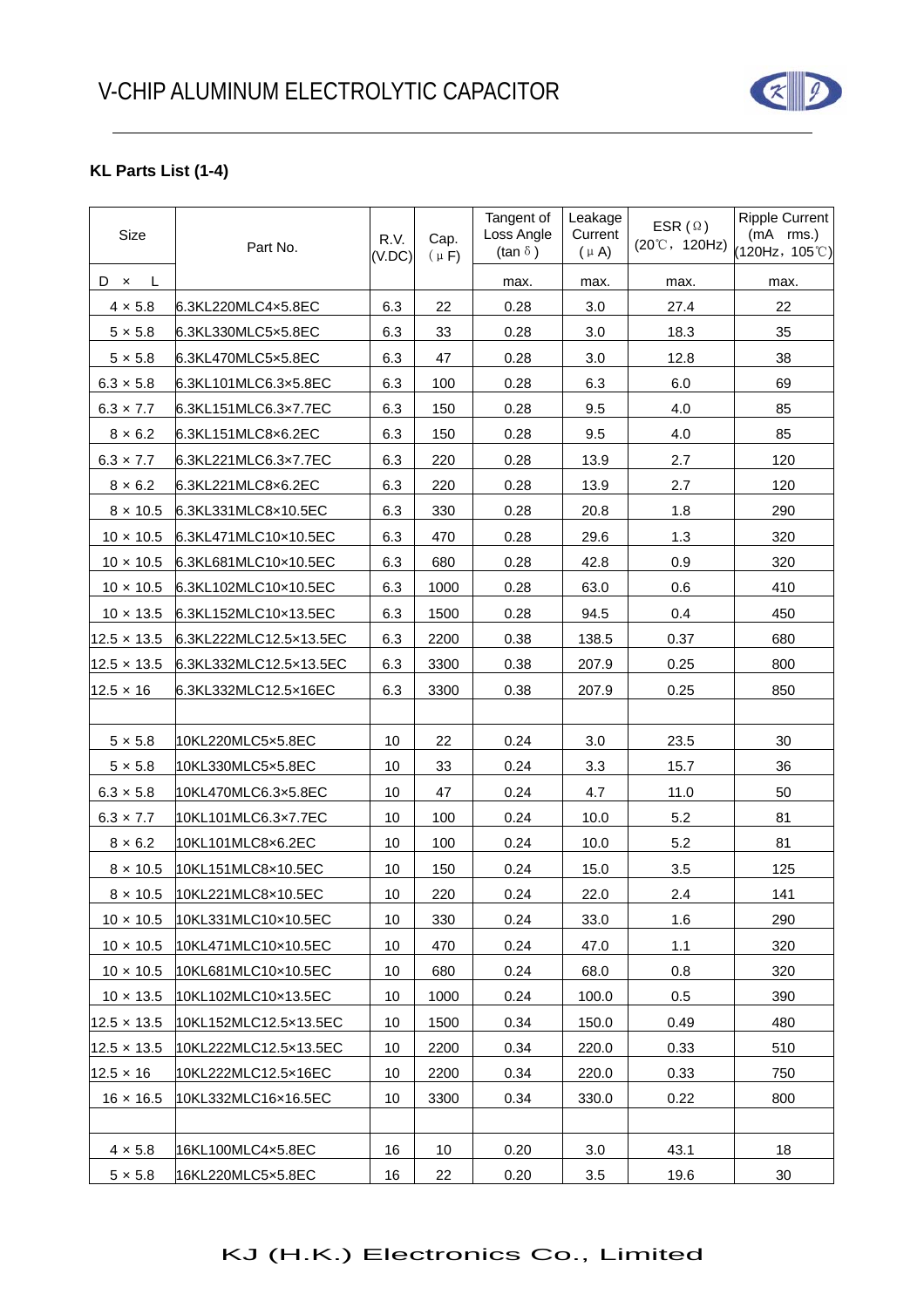# V-CHIP ALUMINUM ELECTROLYTIC CAPACITOR

## KL Parts List (1-4)

| Size | Part No. | R.V. (V.DC) | Cap. (μF) | Tangent of Loss Angle (tan δ) | Leakage Current (μA) | ESR (Ω) (20℃, 120Hz) | Ripple Current (mA rms.) (120Hz, 105℃) |
|---|---|---|---|---|---|---|---|
| D × L | | | | max. | max. | max. | max. |
| 4 × 5.8 | 6.3KL220MLC4×5.8EC | 6.3 | 22 | 0.28 | 3.0 | 27.4 | 22 |
| 5 × 5.8 | 6.3KL330MLC5×5.8EC | 6.3 | 33 | 0.28 | 3.0 | 18.3 | 35 |
| 5 × 5.8 | 6.3KL470MLC5×5.8EC | 6.3 | 47 | 0.28 | 3.0 | 12.8 | 38 |
| 6.3 × 5.8 | 6.3KL101MLC6.3×5.8EC | 6.3 | 100 | 0.28 | 6.3 | 6.0 | 69 |
| 6.3 × 7.7 | 6.3KL151MLC6.3×7.7EC | 6.3 | 150 | 0.28 | 9.5 | 4.0 | 85 |
| 8 × 6.2 | 6.3KL151MLC8×6.2EC | 6.3 | 150 | 0.28 | 9.5 | 4.0 | 85 |
| 6.3 × 7.7 | 6.3KL221MLC6.3×7.7EC | 6.3 | 220 | 0.28 | 13.9 | 2.7 | 120 |
| 8 × 6.2 | 6.3KL221MLC8×6.2EC | 6.3 | 220 | 0.28 | 13.9 | 2.7 | 120 |
| 8 × 10.5 | 6.3KL331MLC8×10.5EC | 6.3 | 330 | 0.28 | 20.8 | 1.8 | 290 |
| 10 × 10.5 | 6.3KL471MLC10×10.5EC | 6.3 | 470 | 0.28 | 29.6 | 1.3 | 320 |
| 10 × 10.5 | 6.3KL681MLC10×10.5EC | 6.3 | 680 | 0.28 | 42.8 | 0.9 | 320 |
| 10 × 10.5 | 6.3KL102MLC10×10.5EC | 6.3 | 1000 | 0.28 | 63.0 | 0.6 | 410 |
| 10 × 13.5 | 6.3KL152MLC10×13.5EC | 6.3 | 1500 | 0.28 | 94.5 | 0.4 | 450 |
| 12.5 × 13.5 | 6.3KL222MLC12.5×13.5EC | 6.3 | 2200 | 0.38 | 138.5 | 0.37 | 680 |
| 12.5 × 13.5 | 6.3KL332MLC12.5×13.5EC | 6.3 | 3300 | 0.38 | 207.9 | 0.25 | 800 |
| 12.5 × 16 | 6.3KL332MLC12.5×16EC | 6.3 | 3300 | 0.38 | 207.9 | 0.25 | 850 |
| | | | | | | | |
| 5 × 5.8 | 10KL220MLC5×5.8EC | 10 | 22 | 0.24 | 3.0 | 23.5 | 30 |
| 5 × 5.8 | 10KL330MLC5×5.8EC | 10 | 33 | 0.24 | 3.3 | 15.7 | 36 |
| 6.3 × 5.8 | 10KL470MLC6.3×5.8EC | 10 | 47 | 0.24 | 4.7 | 11.0 | 50 |
| 6.3 × 7.7 | 10KL101MLC6.3×7.7EC | 10 | 100 | 0.24 | 10.0 | 5.2 | 81 |
| 8 × 6.2 | 10KL101MLC8×6.2EC | 10 | 100 | 0.24 | 10.0 | 5.2 | 81 |
| 8 × 10.5 | 10KL151MLC8×10.5EC | 10 | 150 | 0.24 | 15.0 | 3.5 | 125 |
| 8 × 10.5 | 10KL221MLC8×10.5EC | 10 | 220 | 0.24 | 22.0 | 2.4 | 141 |
| 10 × 10.5 | 10KL331MLC10×10.5EC | 10 | 330 | 0.24 | 33.0 | 1.6 | 290 |
| 10 × 10.5 | 10KL471MLC10×10.5EC | 10 | 470 | 0.24 | 47.0 | 1.1 | 320 |
| 10 × 10.5 | 10KL681MLC10×10.5EC | 10 | 680 | 0.24 | 68.0 | 0.8 | 320 |
| 10 × 13.5 | 10KL102MLC10×13.5EC | 10 | 1000 | 0.24 | 100.0 | 0.5 | 390 |
| 12.5 × 13.5 | 10KL152MLC12.5×13.5EC | 10 | 1500 | 0.34 | 150.0 | 0.49 | 480 |
| 12.5 × 13.5 | 10KL222MLC12.5×13.5EC | 10 | 2200 | 0.34 | 220.0 | 0.33 | 510 |
| 12.5 × 16 | 10KL222MLC12.5×16EC | 10 | 2200 | 0.34 | 220.0 | 0.33 | 750 |
| 16 × 16.5 | 10KL332MLC16×16.5EC | 10 | 3300 | 0.34 | 330.0 | 0.22 | 800 |
| | | | | | | | |
| 4 × 5.8 | 16KL100MLC4×5.8EC | 16 | 10 | 0.20 | 3.0 | 43.1 | 18 |
| 5 × 5.8 | 16KL220MLC5×5.8EC | 16 | 22 | 0.20 | 3.5 | 19.6 | 30 |

KJ (H.K.) Electronics Co., Limited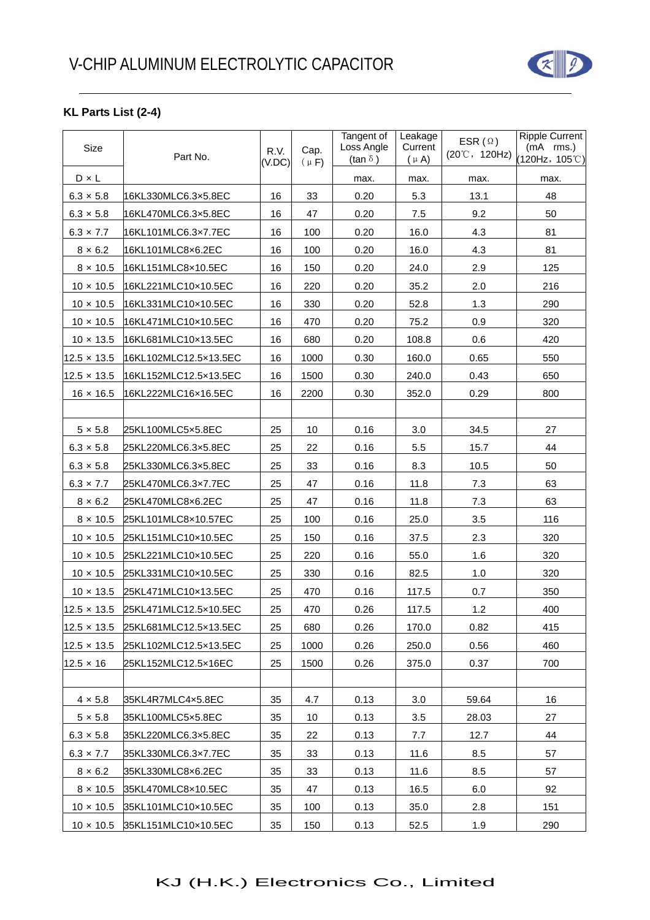# V-CHIP ALUMINUM ELECTROLYTIC CAPACITOR

**KL Parts List (2-4)**

| Size | Part No. | R.V. (V.DC) | Cap. (μF) | Tangent of Loss Angle (tan δ) | Leakage Current (μA) | ESR (Ω) (20℃, 120Hz) | Ripple Current (mA rms.) (120Hz, 105℃) |
|---|---|---|---|---|---|---|---|
| D × L | | | | max. | max. | max. | max. |
| 6.3 × 5.8 | 16KL330MLC6.3×5.8EC | 16 | 33 | 0.20 | 5.3 | 13.1 | 48 |
| 6.3 × 5.8 | 16KL470MLC6.3×5.8EC | 16 | 47 | 0.20 | 7.5 | 9.2 | 50 |
| 6.3 × 7.7 | 16KL101MLC6.3×7.7EC | 16 | 100 | 0.20 | 16.0 | 4.3 | 81 |
| 8 × 6.2 | 16KL101MLC8×6.2EC | 16 | 100 | 0.20 | 16.0 | 4.3 | 81 |
| 8 × 10.5 | 16KL151MLC8×10.5EC | 16 | 150 | 0.20 | 24.0 | 2.9 | 125 |
| 10 × 10.5 | 16KL221MLC10×10.5EC | 16 | 220 | 0.20 | 35.2 | 2.0 | 216 |
| 10 × 10.5 | 16KL331MLC10×10.5EC | 16 | 330 | 0.20 | 52.8 | 1.3 | 290 |
| 10 × 10.5 | 16KL471MLC10×10.5EC | 16 | 470 | 0.20 | 75.2 | 0.9 | 320 |
| 10 × 13.5 | 16KL681MLC10×13.5EC | 16 | 680 | 0.20 | 108.8 | 0.6 | 420 |
| 12.5 × 13.5 | 16KL102MLC12.5×13.5EC | 16 | 1000 | 0.30 | 160.0 | 0.65 | 550 |
| 12.5 × 13.5 | 16KL152MLC12.5×13.5EC | 16 | 1500 | 0.30 | 240.0 | 0.43 | 650 |
| 16 × 16.5 | 16KL222MLC16×16.5EC | 16 | 2200 | 0.30 | 352.0 | 0.29 | 800 |
| | | | | | | | |
| 5 × 5.8 | 25KL100MLC5×5.8EC | 25 | 10 | 0.16 | 3.0 | 34.5 | 27 |
| 6.3 × 5.8 | 25KL220MLC6.3×5.8EC | 25 | 22 | 0.16 | 5.5 | 15.7 | 44 |
| 6.3 × 5.8 | 25KL330MLC6.3×5.8EC | 25 | 33 | 0.16 | 8.3 | 10.5 | 50 |
| 6.3 × 7.7 | 25KL470MLC6.3×7.7EC | 25 | 47 | 0.16 | 11.8 | 7.3 | 63 |
| 8 × 6.2 | 25KL470MLC8×6.2EC | 25 | 47 | 0.16 | 11.8 | 7.3 | 63 |
| 8 × 10.5 | 25KL101MLC8×10.57EC | 25 | 100 | 0.16 | 25.0 | 3.5 | 116 |
| 10 × 10.5 | 25KL151MLC10×10.5EC | 25 | 150 | 0.16 | 37.5 | 2.3 | 320 |
| 10 × 10.5 | 25KL221MLC10×10.5EC | 25 | 220 | 0.16 | 55.0 | 1.6 | 320 |
| 10 × 10.5 | 25KL331MLC10×10.5EC | 25 | 330 | 0.16 | 82.5 | 1.0 | 320 |
| 10 × 13.5 | 25KL471MLC10×13.5EC | 25 | 470 | 0.16 | 117.5 | 0.7 | 350 |
| 12.5 × 13.5 | 25KL471MLC12.5×10.5EC | 25 | 470 | 0.26 | 117.5 | 1.2 | 400 |
| 12.5 × 13.5 | 25KL681MLC12.5×13.5EC | 25 | 680 | 0.26 | 170.0 | 0.82 | 415 |
| 12.5 × 13.5 | 25KL102MLC12.5×13.5EC | 25 | 1000 | 0.26 | 250.0 | 0.56 | 460 |
| 12.5 × 16 | 25KL152MLC12.5×16EC | 25 | 1500 | 0.26 | 375.0 | 0.37 | 700 |
| | | | | | | | |
| 4 × 5.8 | 35KL4R7MLC4×5.8EC | 35 | 4.7 | 0.13 | 3.0 | 59.64 | 16 |
| 5 × 5.8 | 35KL100MLC5×5.8EC | 35 | 10 | 0.13 | 3.5 | 28.03 | 27 |
| 6.3 × 5.8 | 35KL220MLC6.3×5.8EC | 35 | 22 | 0.13 | 7.7 | 12.7 | 44 |
| 6.3 × 7.7 | 35KL330MLC6.3×7.7EC | 35 | 33 | 0.13 | 11.6 | 8.5 | 57 |
| 8 × 6.2 | 35KL330MLC8×6.2EC | 35 | 33 | 0.13 | 11.6 | 8.5 | 57 |
| 8 × 10.5 | 35KL470MLC8×10.5EC | 35 | 47 | 0.13 | 16.5 | 6.0 | 92 |
| 10 × 10.5 | 35KL101MLC10×10.5EC | 35 | 100 | 0.13 | 35.0 | 2.8 | 151 |
| 10 × 10.5 | 35KL151MLC10×10.5EC | 35 | 150 | 0.13 | 52.5 | 1.9 | 290 |

KJ (H.K.) Electronics Co., Limited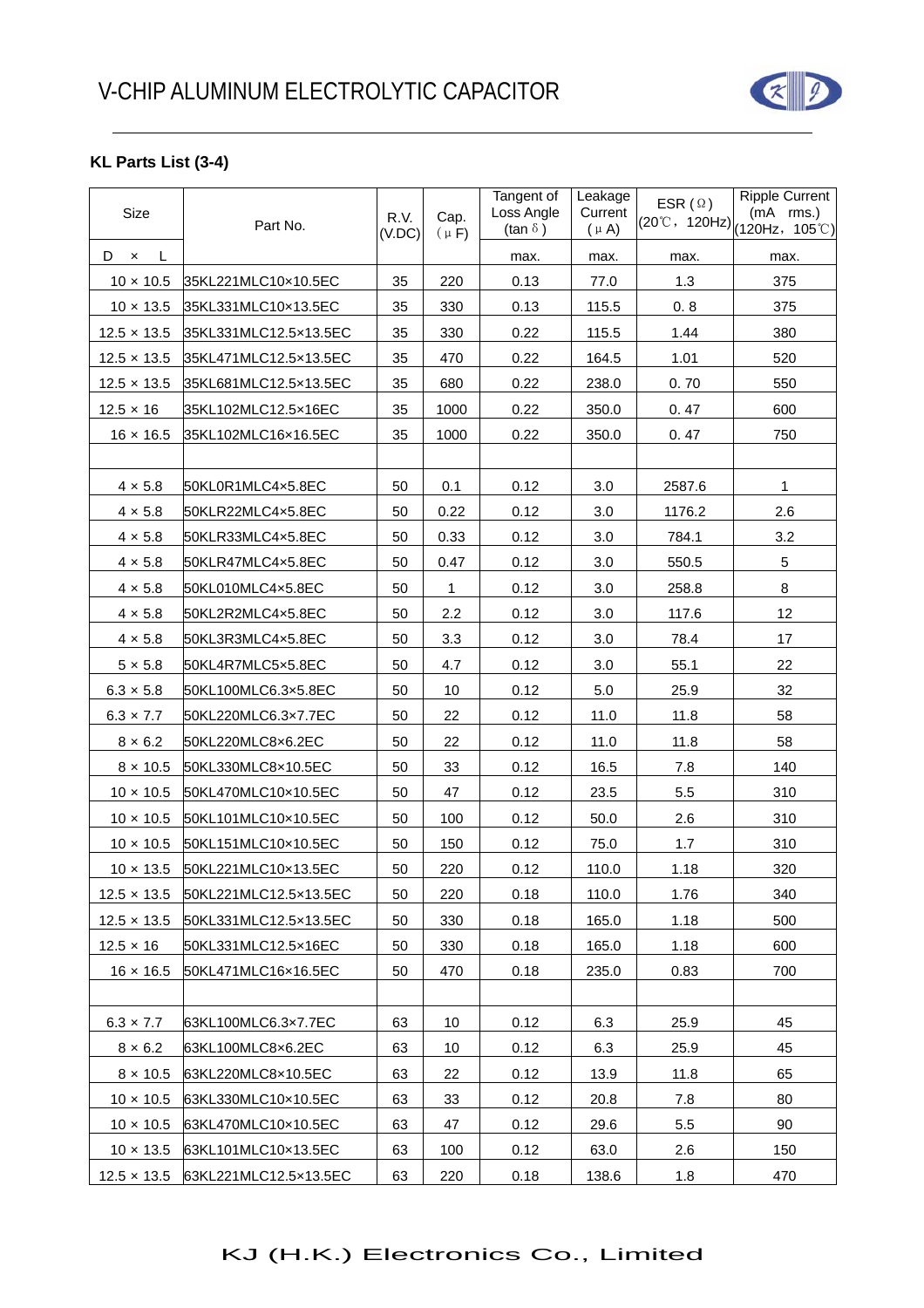# V-CHIP ALUMINUM ELECTROLYTIC CAPACITOR

### KL Parts List (3-4)

| Size | Part No. | R.V. (V.DC) | Cap. (μF) | Tangent of Loss Angle (tan δ) | Leakage Current (μA) | ESR (Ω) (20℃, 120Hz) | Ripple Current (mA rms.) (120Hz, 105℃) |
|---|---|---|---|---|---|---|---|
| D × L | | | | max. | max. | max. | max. |
| 10 × 10.5 | 35KL221MLC10×10.5EC | 35 | 220 | 0.13 | 77.0 | 1.3 | 375 |
| 10 × 13.5 | 35KL331MLC10×13.5EC | 35 | 330 | 0.13 | 115.5 | 0. 8 | 375 |
| 12.5 × 13.5 | 35KL331MLC12.5×13.5EC | 35 | 330 | 0.22 | 115.5 | 1.44 | 380 |
| 12.5 × 13.5 | 35KL471MLC12.5×13.5EC | 35 | 470 | 0.22 | 164.5 | 1.01 | 520 |
| 12.5 × 13.5 | 35KL681MLC12.5×13.5EC | 35 | 680 | 0.22 | 238.0 | 0. 70 | 550 |
| 12.5 × 16 | 35KL102MLC12.5×16EC | 35 | 1000 | 0.22 | 350.0 | 0. 47 | 600 |
| 16 × 16.5 | 35KL102MLC16×16.5EC | 35 | 1000 | 0.22 | 350.0 | 0. 47 | 750 |
| | | | | | | | |
| 4 × 5.8 | 50KL0R1MLC4×5.8EC | 50 | 0.1 | 0.12 | 3.0 | 2587.6 | 1 |
| 4 × 5.8 | 50KLR22MLC4×5.8EC | 50 | 0.22 | 0.12 | 3.0 | 1176.2 | 2.6 |
| 4 × 5.8 | 50KLR33MLC4×5.8EC | 50 | 0.33 | 0.12 | 3.0 | 784.1 | 3.2 |
| 4 × 5.8 | 50KLR47MLC4×5.8EC | 50 | 0.47 | 0.12 | 3.0 | 550.5 | 5 |
| 4 × 5.8 | 50KL010MLC4×5.8EC | 50 | 1 | 0.12 | 3.0 | 258.8 | 8 |
| 4 × 5.8 | 50KL2R2MLC4×5.8EC | 50 | 2.2 | 0.12 | 3.0 | 117.6 | 12 |
| 4 × 5.8 | 50KL3R3MLC4×5.8EC | 50 | 3.3 | 0.12 | 3.0 | 78.4 | 17 |
| 5 × 5.8 | 50KL4R7MLC5×5.8EC | 50 | 4.7 | 0.12 | 3.0 | 55.1 | 22 |
| 6.3 × 5.8 | 50KL100MLC6.3×5.8EC | 50 | 10 | 0.12 | 5.0 | 25.9 | 32 |
| 6.3 × 7.7 | 50KL220MLC6.3×7.7EC | 50 | 22 | 0.12 | 11.0 | 11.8 | 58 |
| 8 × 6.2 | 50KL220MLC8×6.2EC | 50 | 22 | 0.12 | 11.0 | 11.8 | 58 |
| 8 × 10.5 | 50KL330MLC8×10.5EC | 50 | 33 | 0.12 | 16.5 | 7.8 | 140 |
| 10 × 10.5 | 50KL470MLC10×10.5EC | 50 | 47 | 0.12 | 23.5 | 5.5 | 310 |
| 10 × 10.5 | 50KL101MLC10×10.5EC | 50 | 100 | 0.12 | 50.0 | 2.6 | 310 |
| 10 × 10.5 | 50KL151MLC10×10.5EC | 50 | 150 | 0.12 | 75.0 | 1.7 | 310 |
| 10 × 13.5 | 50KL221MLC10×13.5EC | 50 | 220 | 0.12 | 110.0 | 1.18 | 320 |
| 12.5 × 13.5 | 50KL221MLC12.5×13.5EC | 50 | 220 | 0.18 | 110.0 | 1.76 | 340 |
| 12.5 × 13.5 | 50KL331MLC12.5×13.5EC | 50 | 330 | 0.18 | 165.0 | 1.18 | 500 |
| 12.5 × 16 | 50KL331MLC12.5×16EC | 50 | 330 | 0.18 | 165.0 | 1.18 | 600 |
| 16 × 16.5 | 50KL471MLC16×16.5EC | 50 | 470 | 0.18 | 235.0 | 0.83 | 700 |
| | | | | | | | |
| 6.3 × 7.7 | 63KL100MLC6.3×7.7EC | 63 | 10 | 0.12 | 6.3 | 25.9 | 45 |
| 8 × 6.2 | 63KL100MLC8×6.2EC | 63 | 10 | 0.12 | 6.3 | 25.9 | 45 |
| 8 × 10.5 | 63KL220MLC8×10.5EC | 63 | 22 | 0.12 | 13.9 | 11.8 | 65 |
| 10 × 10.5 | 63KL330MLC10×10.5EC | 63 | 33 | 0.12 | 20.8 | 7.8 | 80 |
| 10 × 10.5 | 63KL470MLC10×10.5EC | 63 | 47 | 0.12 | 29.6 | 5.5 | 90 |
| 10 × 13.5 | 63KL101MLC10×13.5EC | 63 | 100 | 0.12 | 63.0 | 2.6 | 150 |
| 12.5 × 13.5 | 63KL221MLC12.5×13.5EC | 63 | 220 | 0.18 | 138.6 | 1.8 | 470 |

KJ (H.K.) Electronics Co., Limited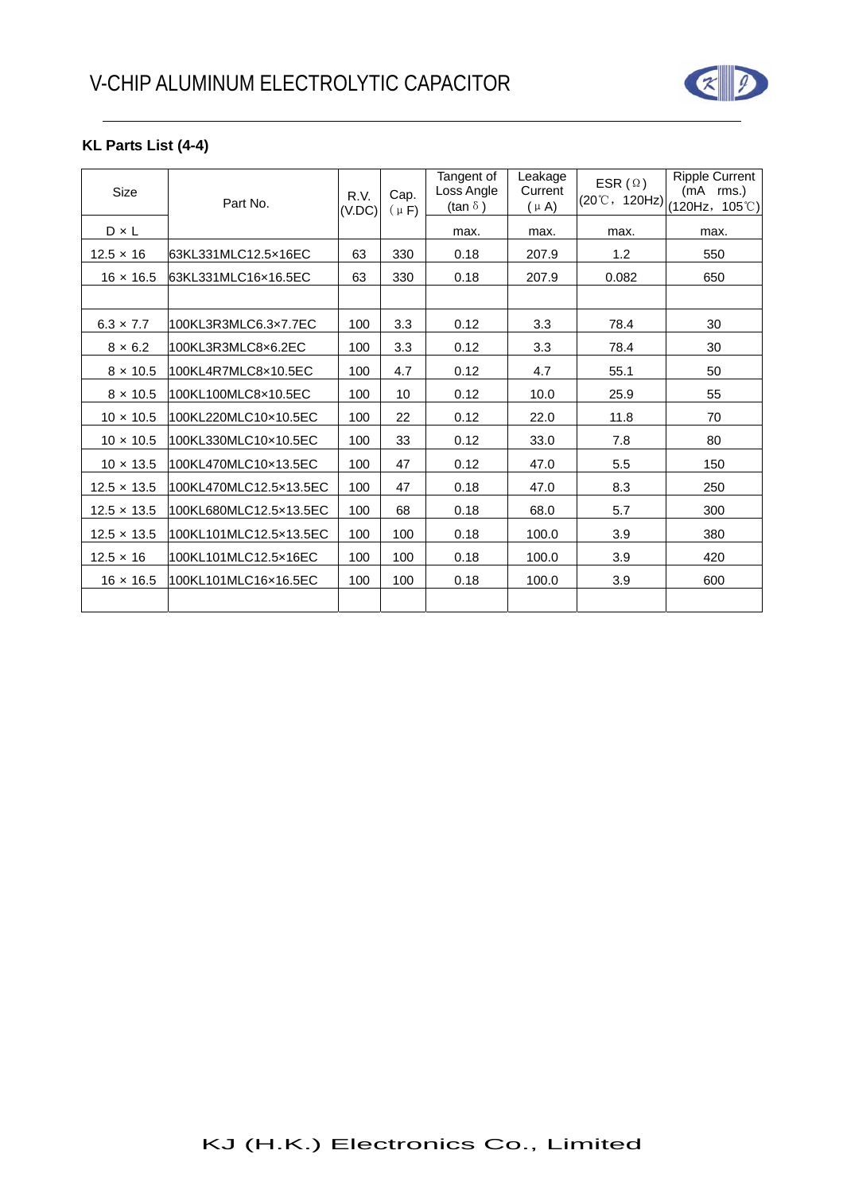# V-CHIP ALUMINUM ELECTROLYTIC CAPACITOR

## KL Parts List (4-4)

| Size | Part No. | R.V. (V.DC) | Cap. (μF) | Tangent of Loss Angle (tan δ) | Leakage Current (μA) | ESR (Ω) (20℃，120Hz) | Ripple Current (mA rms.) (120Hz，105℃) |
|---|---|---|---|---|---|---|---|
| D × L | | | | max. | max. | max. | max. |
| 12.5 × 16 | 63KL331MLC12.5×16EC | 63 | 330 | 0.18 | 207.9 | 1.2 | 550 |
| 16 × 16.5 | 63KL331MLC16×16.5EC | 63 | 330 | 0.18 | 207.9 | 0.082 | 650 |
| | | | | | | | |
| 6.3 × 7.7 | 100KL3R3MLC6.3×7.7EC | 100 | 3.3 | 0.12 | 3.3 | 78.4 | 30 |
| 8 × 6.2 | 100KL3R3MLC8×6.2EC | 100 | 3.3 | 0.12 | 3.3 | 78.4 | 30 |
| 8 × 10.5 | 100KL4R7MLC8×10.5EC | 100 | 4.7 | 0.12 | 4.7 | 55.1 | 50 |
| 8 × 10.5 | 100KL100MLC8×10.5EC | 100 | 10 | 0.12 | 10.0 | 25.9 | 55 |
| 10 × 10.5 | 100KL220MLC10×10.5EC | 100 | 22 | 0.12 | 22.0 | 11.8 | 70 |
| 10 × 10.5 | 100KL330MLC10×10.5EC | 100 | 33 | 0.12 | 33.0 | 7.8 | 80 |
| 10 × 13.5 | 100KL470MLC10×13.5EC | 100 | 47 | 0.12 | 47.0 | 5.5 | 150 |
| 12.5 × 13.5 | 100KL470MLC12.5×13.5EC | 100 | 47 | 0.18 | 47.0 | 8.3 | 250 |
| 12.5 × 13.5 | 100KL680MLC12.5×13.5EC | 100 | 68 | 0.18 | 68.0 | 5.7 | 300 |
| 12.5 × 13.5 | 100KL101MLC12.5×13.5EC | 100 | 100 | 0.18 | 100.0 | 3.9 | 380 |
| 12.5 × 16 | 100KL101MLC12.5×16EC | 100 | 100 | 0.18 | 100.0 | 3.9 | 420 |
| 16 × 16.5 | 100KL101MLC16×16.5EC | 100 | 100 | 0.18 | 100.0 | 3.9 | 600 |
| | | | | | | | |

KJ (H.K.) Electronics Co., Limited